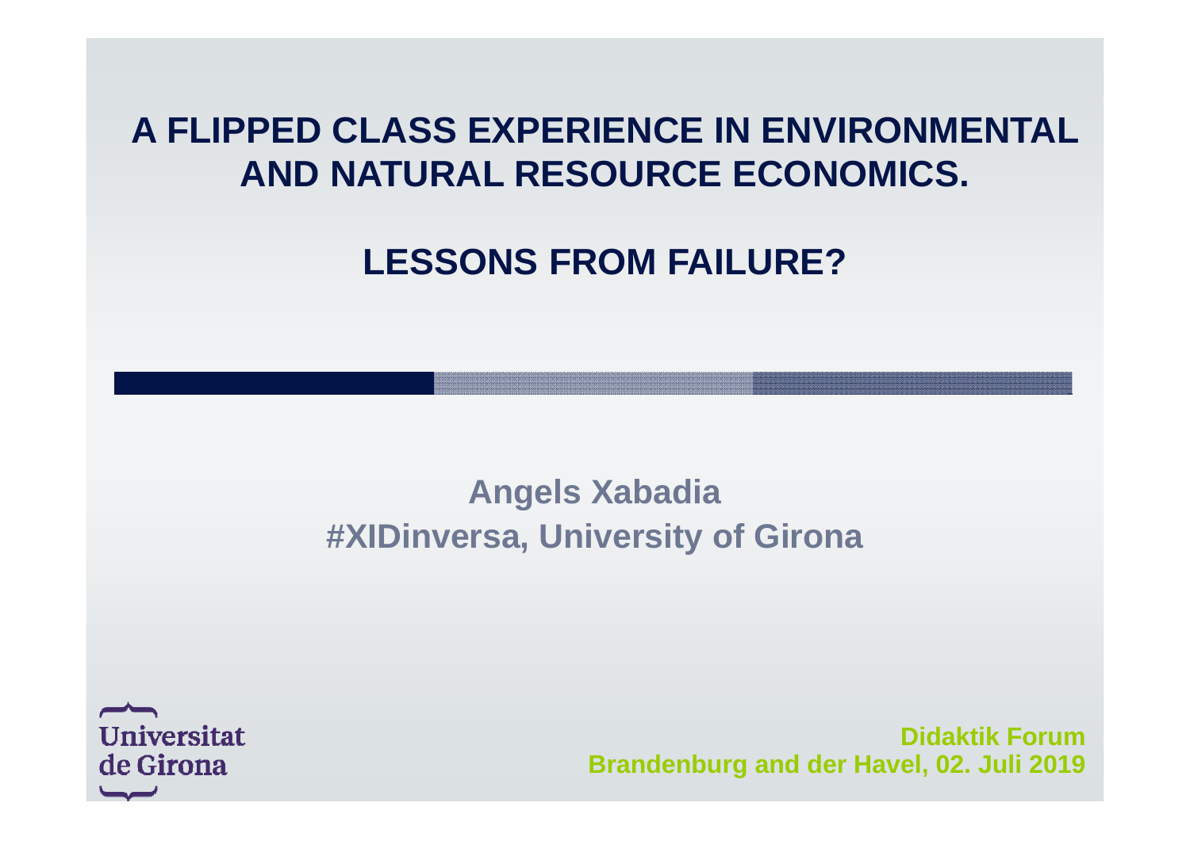# A FLIPPED CLASS EXPERIENCE IN ENVIRONMENTAL AND NATURAL RESOURCE ECONOMICS.

## LESSONS FROM FAILURE?

**Angels Xabadia**
**#XIDinversa, University of Girona**

Universitat de Girona

**Didaktik Forum**
**Brandenburg and der Havel, 02. Juli 2019**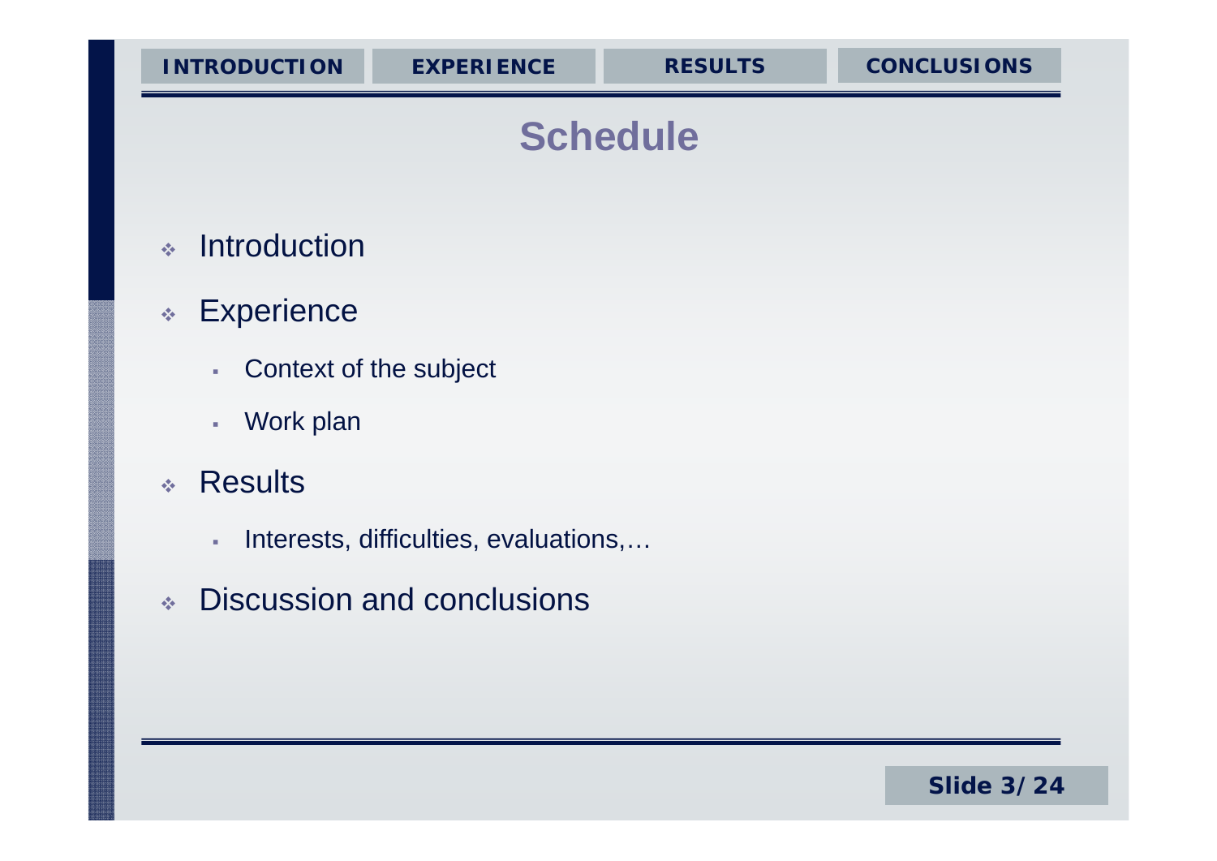# Schedule

- Introduction
- Experience
  - Context of the subject
  - Work plan
- Results
  - Interests, difficulties, evaluations,…
- Discussion and conclusions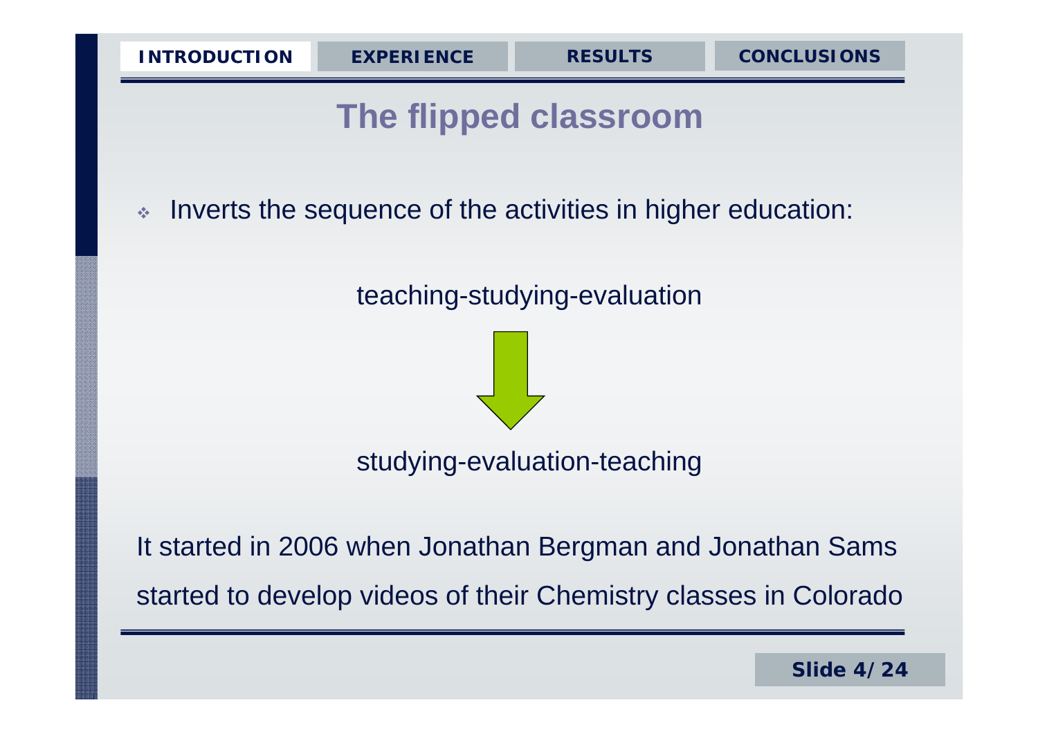# The flipped classroom

- Inverts the sequence of the activities in higher education:

teaching-studying-evaluation

↓

studying-evaluation-teaching

It started in 2006 when Jonathan Bergman and Jonathan Sams started to develop videos of their Chemistry classes in Colorado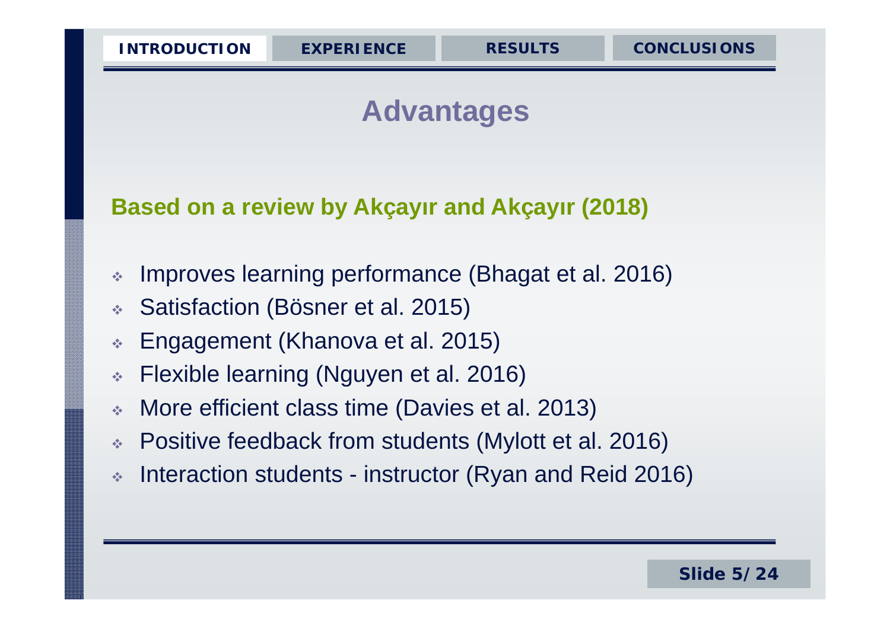# Advantages

**Based on a review by Akçayır and Akçayır (2018)**

- Improves learning performance (Bhagat et al. 2016)
- Satisfaction (Bösner et al. 2015)
- Engagement (Khanova et al. 2015)
- Flexible learning (Nguyen et al. 2016)
- More efficient class time (Davies et al. 2013)
- Positive feedback from students (Mylott et al. 2016)
- Interaction students - instructor (Ryan and Reid 2016)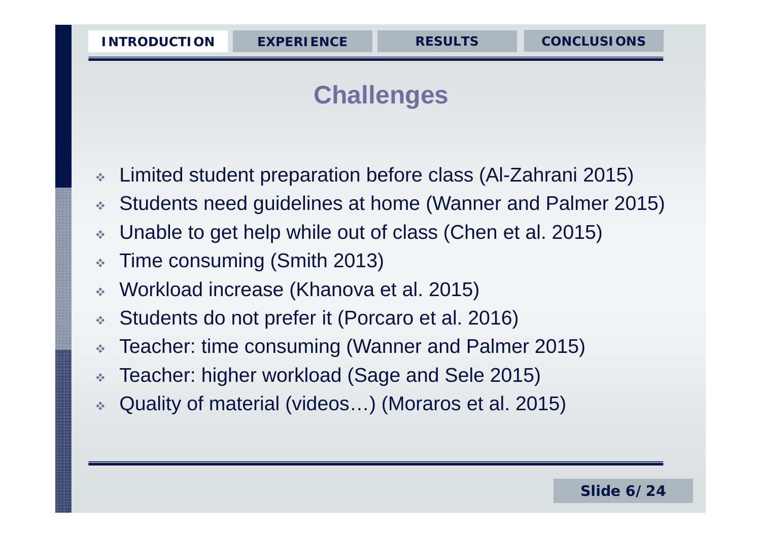## Challenges

- Limited student preparation before class (Al-Zahrani 2015)
- Students need guidelines at home (Wanner and Palmer 2015)
- Unable to get help while out of class (Chen et al. 2015)
- Time consuming (Smith 2013)
- Workload increase (Khanova et al. 2015)
- Students do not prefer it (Porcaro et al. 2016)
- Teacher: time consuming (Wanner and Palmer 2015)
- Teacher: higher workload (Sage and Sele 2015)
- Quality of material (videos…) (Moraros et al. 2015)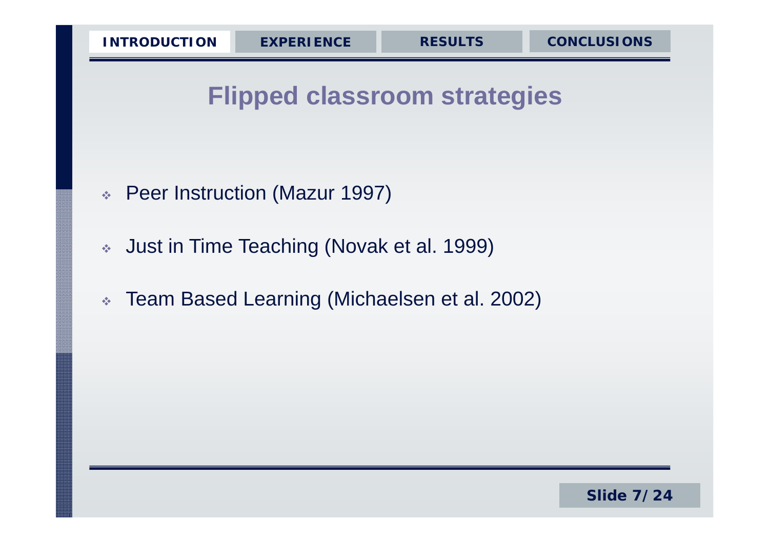# Flipped classroom strategies

- Peer Instruction (Mazur 1997)
- Just in Time Teaching (Novak et al. 1999)
- Team Based Learning (Michaelsen et al. 2002)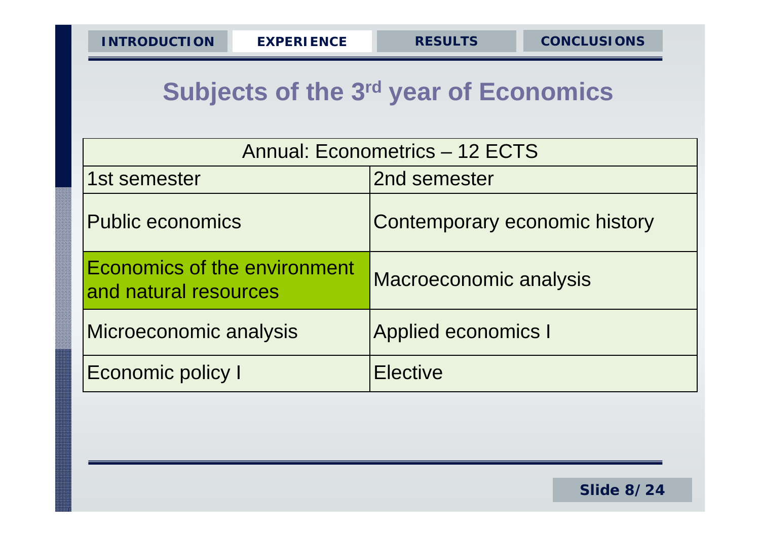# Subjects of the 3rd year of Economics

| Annual: Econometrics – 12 ECTS | |
|---|---|
| 1st semester | 2nd semester |
| Public economics | Contemporary economic history |
| Economics of the environment and natural resources | Macroeconomic analysis |
| Microeconomic analysis | Applied economics I |
| Economic policy I | Elective |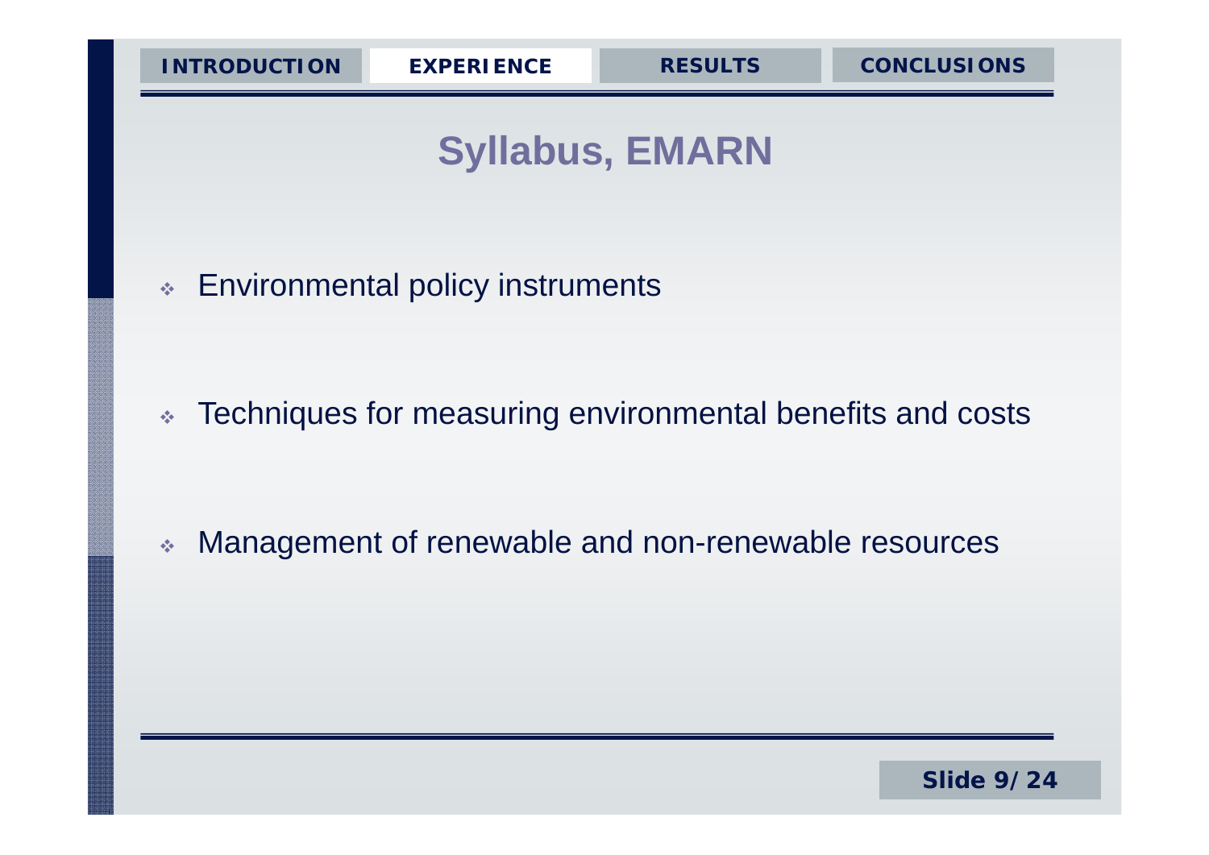## Syllabus, EMARN

- Environmental policy instruments
- Techniques for measuring environmental benefits and costs
- Management of renewable and non-renewable resources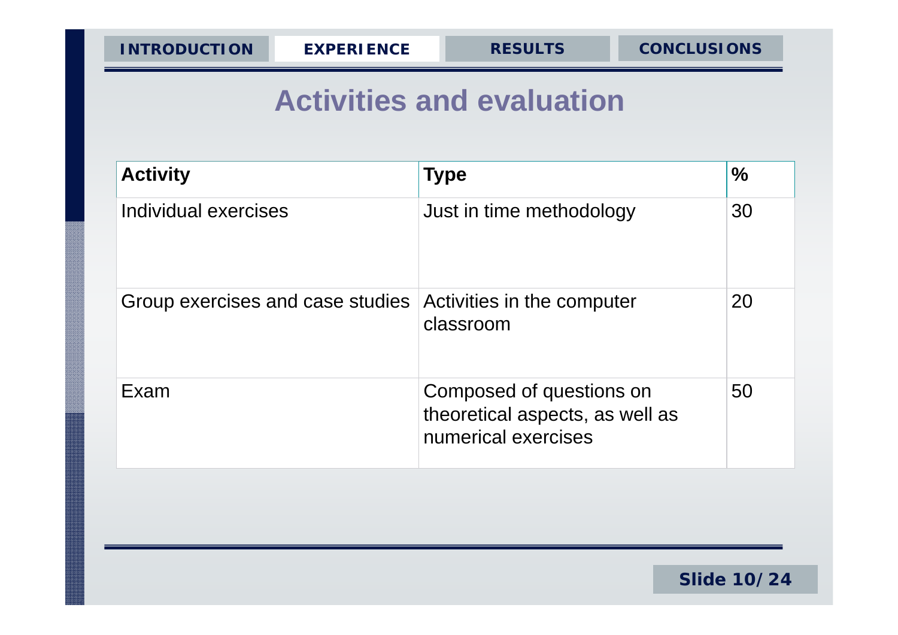## Activities and evaluation

| Activity | Type | % |
|---|---|---|
| Individual exercises | Just in time methodology | 30 |
| Group exercises and case studies | Activities in the computer classroom | 20 |
| Exam | Composed of questions on theoretical aspects, as well as numerical exercises | 50 |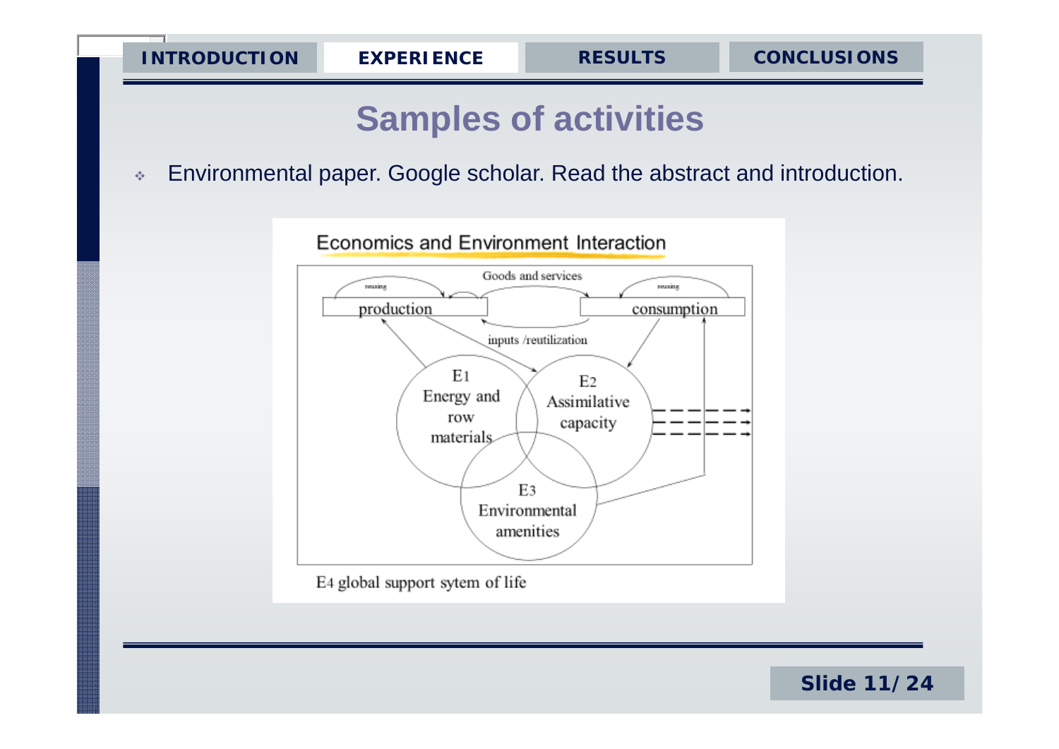# Samples of activities

- Environmental paper. Google scholar. Read the abstract and introduction.

Economics and Environment Interaction

Goods and services

reusing

production

reusing

consumption

inputs /reutilization

E1
Energy and
row
materials

E2
Assimilative
capacity

E3
Environmental
amenities

E4 global support sytem of life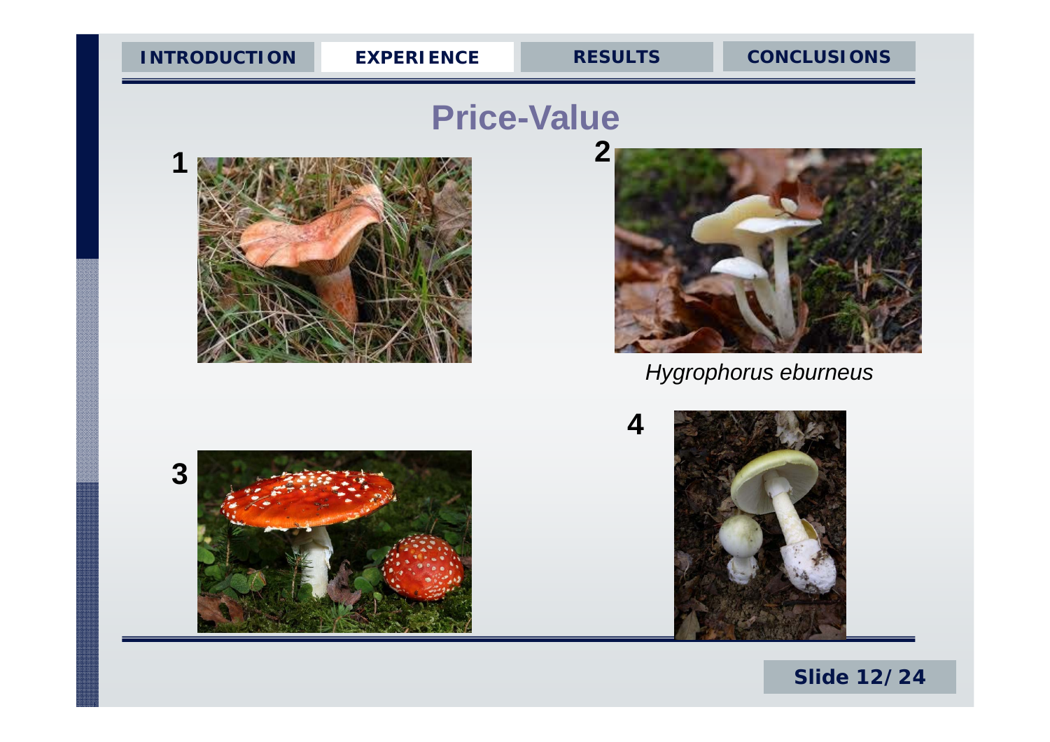# Price-Value

1

2

*Hygrophorus eburneus*

3

4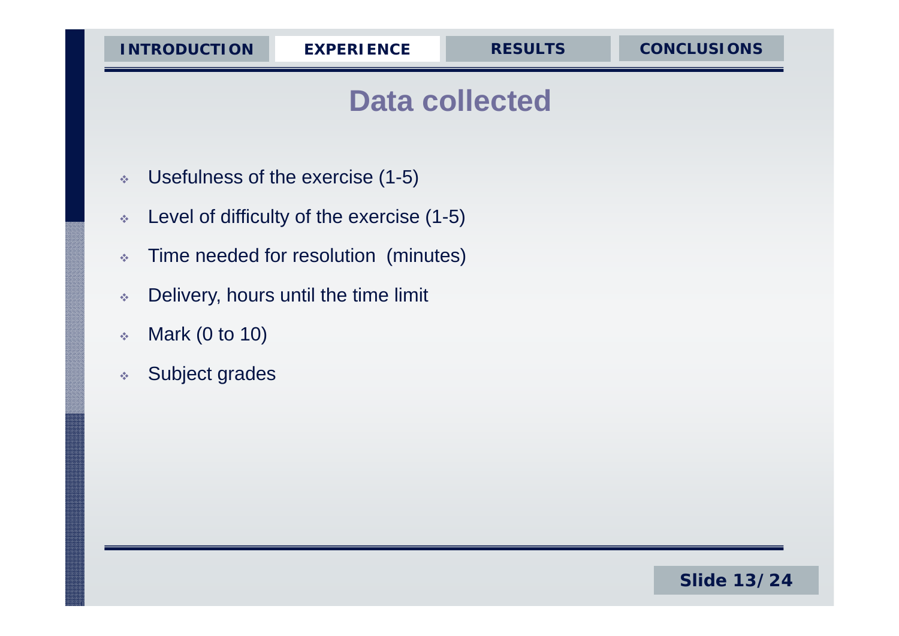# Data collected

- Usefulness of the exercise (1-5)
- Level of difficulty of the exercise (1-5)
- Time needed for resolution (minutes)
- Delivery, hours until the time limit
- Mark (0 to 10)
- Subject grades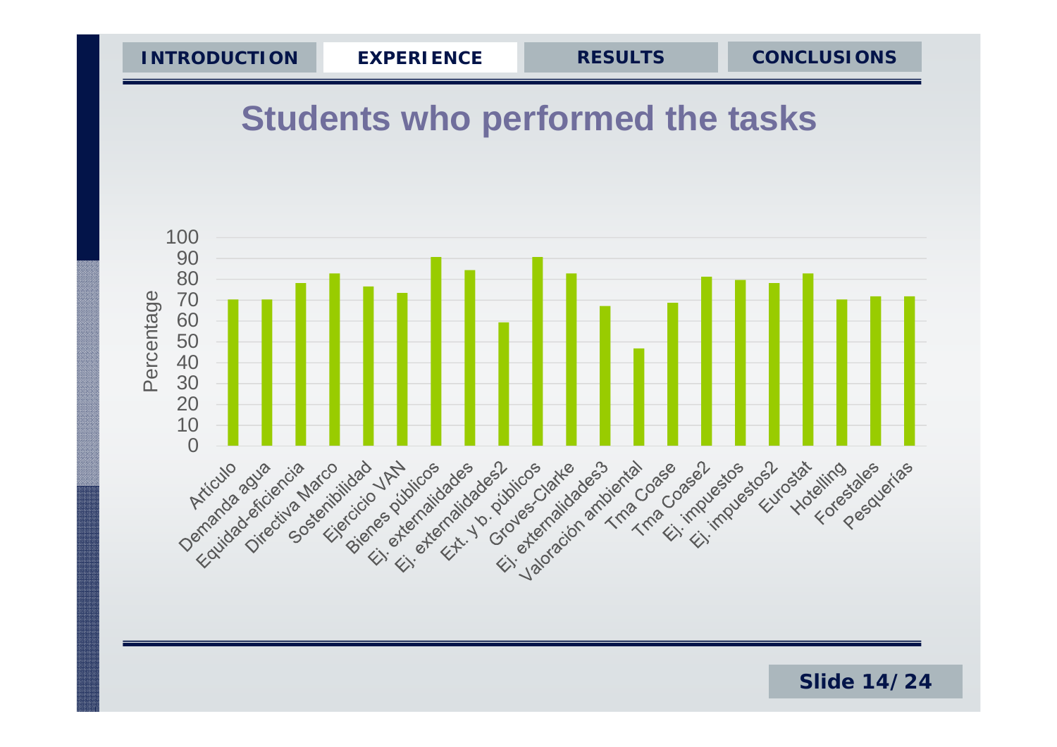INTRODUCTION | **EXPERIENCE** | RESULTS | CONCLUSIONS

# Students who performed the tasks

| Task | Percentage |
|---|---|
| Artículo | 70 |
| Demanda agua | 70 |
| Equidad-eficiencia | 78 |
| Directiva Marco | 83 |
| Sostenibilidad | 77 |
| Ejercicio VAN | 73 |
| Bienes públicos | 90 |
| Ej. externalidades | 84 |
| Ej. externalidades2 | 59 |
| Ext. y b. públicos | 90 |
| Groves-Clarke | 83 |
| Ej. externalidades3 | 67 |
| Valoración ambiental | 47 |
| Tma Coase | 69 |
| Tma Coase2 | 81 |
| Ej. impuestos | 80 |
| Ej. impuestos2 | 78 |
| Eurostat | 83 |
| Hotelling | 70 |
| Forestales | 72 |
| Pesquerías | 72 |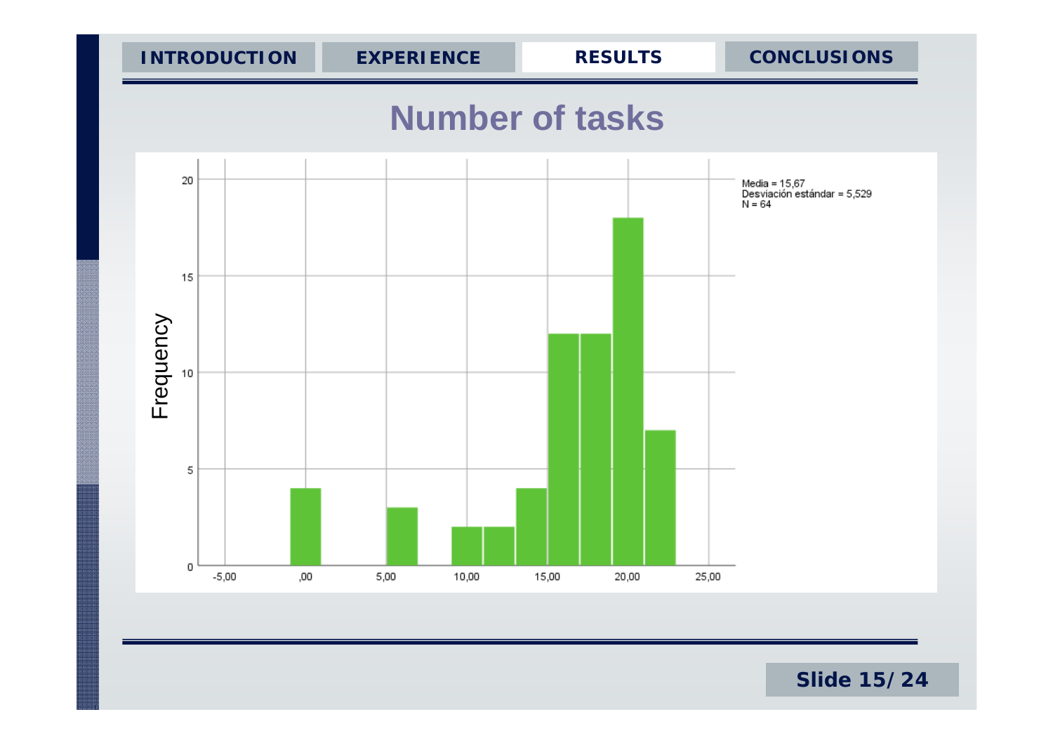INTRODUCTION | EXPERIENCE | RESULTS | CONCLUSIONS

# Number of tasks

Media = 15,67
Desviación estándar = 5,529
N = 64

Frequency

-5,00 | ,00 | 5,00 | 10,00 | 15,00 | 20,00 | 25,00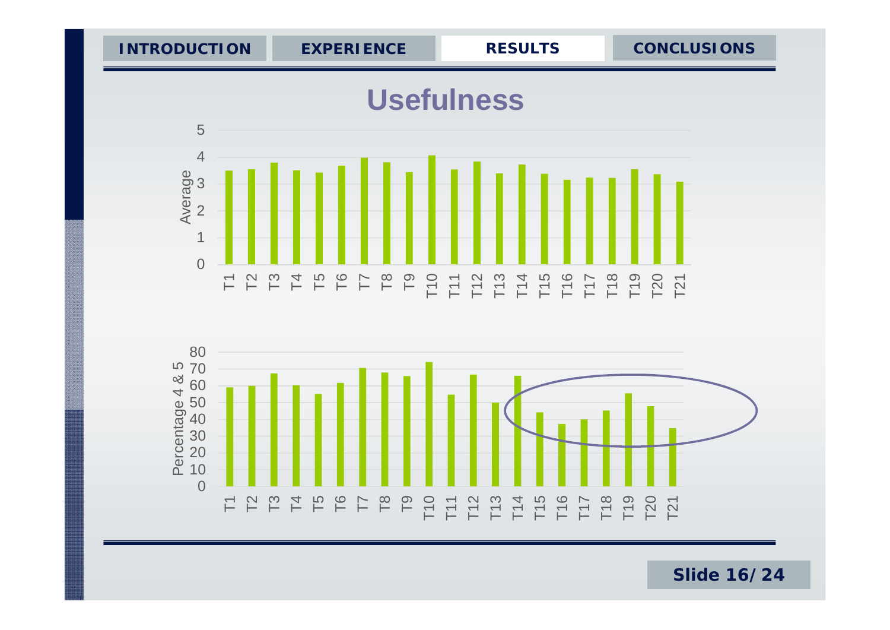INTRODUCTION | EXPERIENCE | **RESULTS** | CONCLUSIONS

# Usefulness

Average

| | T1 | T2 | T3 | T4 | T5 | T6 | T7 | T8 | T9 | T10 | T11 | T12 | T13 | T14 | T15 | T16 | T17 | T18 | T19 | T20 | T21 |
|---|---|---|---|---|---|---|---|---|---|---|---|---|---|---|---|---|---|---|---|---|---|

Percentage 4 & 5

| | T1 | T2 | T3 | T4 | T5 | T6 | T7 | T8 | T9 | T10 | T11 | T12 | T13 | T14 | T15 | T16 | T17 | T18 | T19 | T20 | T21 |
|---|---|---|---|---|---|---|---|---|---|---|---|---|---|---|---|---|---|---|---|---|---|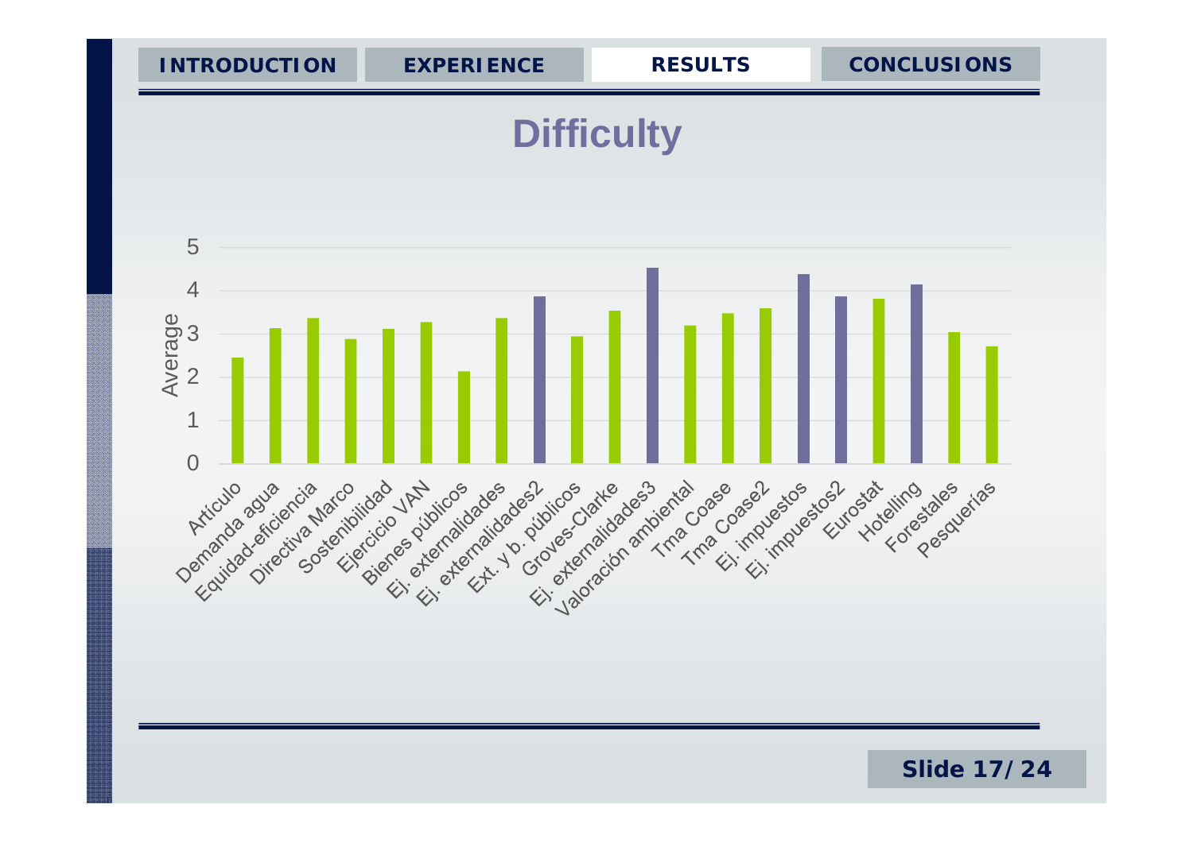INTRODUCTION | EXPERIENCE | **RESULTS** | CONCLUSIONS

# Difficulty

Average (y-axis: 0–5)

Artículo, Demanda agua, Equidad-eficiencia, Directiva Marco, Sostenibilidad, Ejercicio VAN, Bienes públicos, Ej. externalidades, Ej. externalidades2, Ext. y b. públicos, Groves-Clarke, Ej. externalidades3, Valoración ambiental, Tma Coase, Tma Coase2, Ej. impuestos, Ej. impuestos2, Eurostat, Hotelling, Forestales, Pesquerías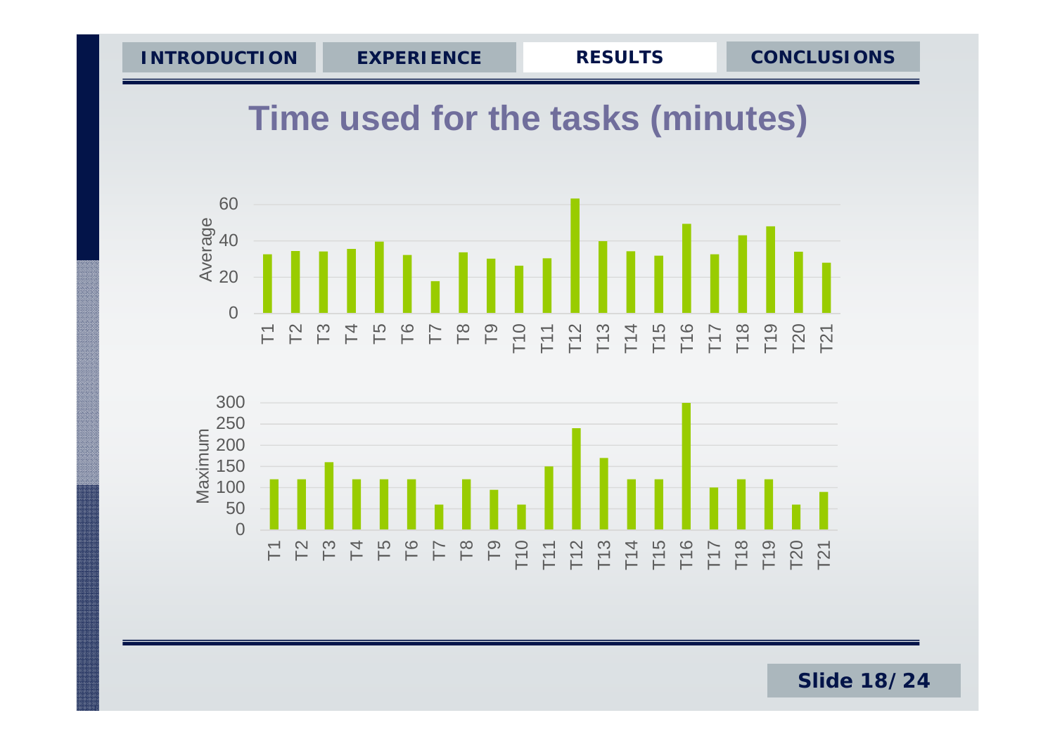INTRODUCTION | EXPERIENCE | **RESULTS** | CONCLUSIONS

# Time used for the tasks (minutes)

Average: 0, 20, 40, 60

T1 T2 T3 T4 T5 T6 T7 T8 T9 T10 T11 T12 T13 T14 T15 T16 T17 T18 T19 T20 T21

Maximum: 0, 50, 100, 150, 200, 250, 300

T1 T2 T3 T4 T5 T6 T7 T8 T9 T10 T11 T12 T13 T14 T15 T16 T17 T18 T19 T20 T21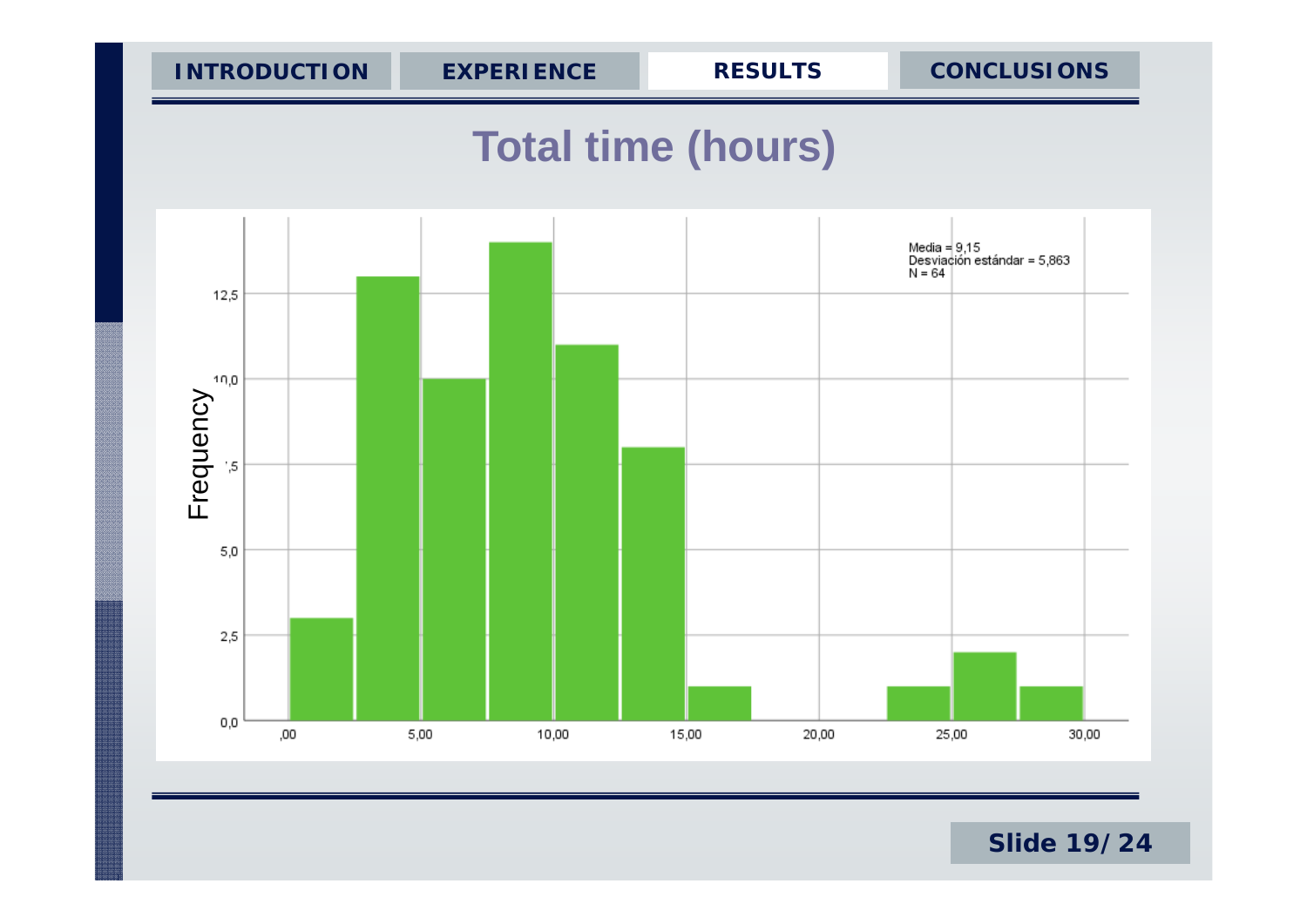INTRODUCTION | EXPERIENCE | RESULTS | CONCLUSIONS

# Total time (hours)

Media = 9,15
Desviación estándar = 5,863
N = 64

Frequency

12,5
10,0
7,5
5,0
2,5
0,0

,00 5,00 10,00 15,00 20,00 25,00 30,00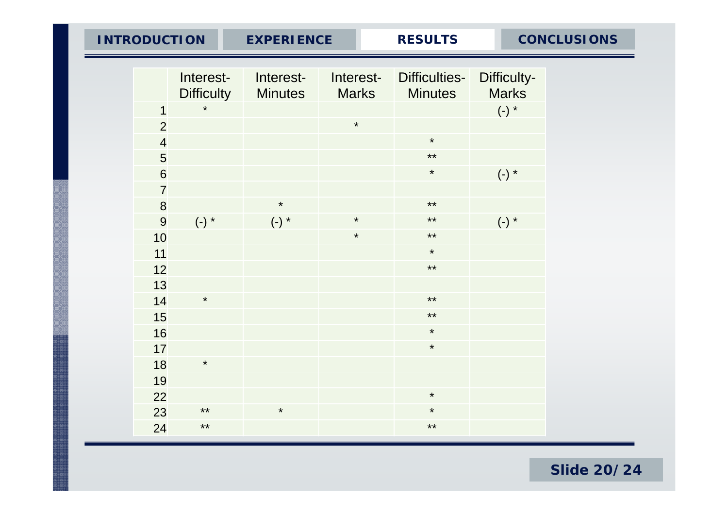| | Interest-Difficulty | Interest-Minutes | Interest-Marks | Difficulties-Minutes | Difficulty-Marks |
|---|---|---|---|---|---|
| 1 | * | | | | (-) * |
| 2 | | | * | | |
| 4 | | | | * | |
| 5 | | | | ** | |
| 6 | | | | * | (-) * |
| 7 | | | | | |
| 8 | | * | | ** | |
| 9 | (-) * | (-) * | * | ** | (-) * |
| 10 | | | * | ** | |
| 11 | | | | * | |
| 12 | | | | ** | |
| 13 | | | | | |
| 14 | * | | | ** | |
| 15 | | | | ** | |
| 16 | | | | * | |
| 17 | | | | * | |
| 18 | * | | | | |
| 19 | | | | | |
| 22 | | | | * | |
| 23 | ** | * | | * | |
| 24 | ** | | | ** | |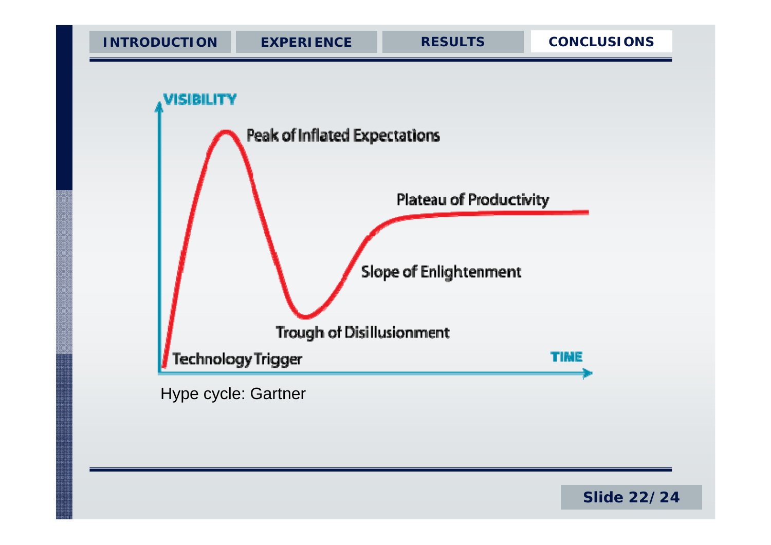INTRODUCTION | EXPERIENCE | RESULTS | **CONCLUSIONS**

VISIBILITY

Peak of Inflated Expectations

Plateau of Productivity

Slope of Enlightenment

Trough of Disillusionment

Technology Trigger

TIME

Hype cycle: Gartner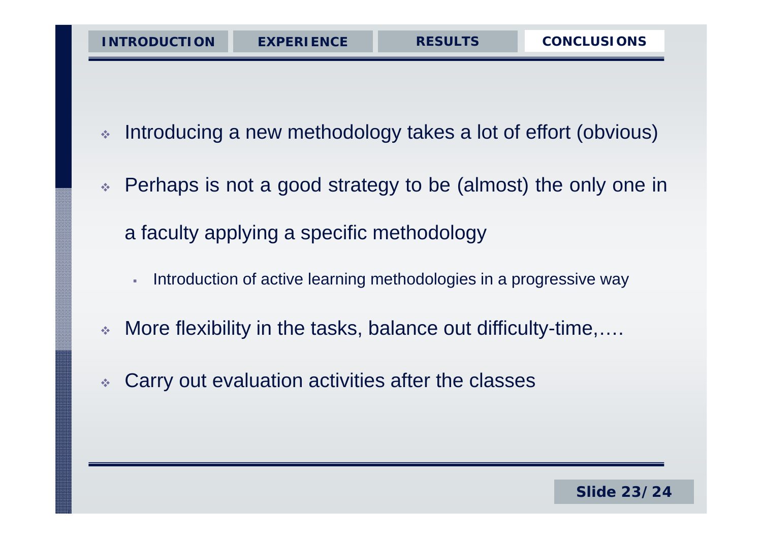INTRODUCTION | EXPERIENCE | RESULTS | **CONCLUSIONS**

- Introducing a new methodology takes a lot of effort (obvious)
- Perhaps is not a good strategy to be (almost) the only one in a faculty applying a specific methodology
  - Introduction of active learning methodologies in a progressive way
- More flexibility in the tasks, balance out difficulty-time,….
- Carry out evaluation activities after the classes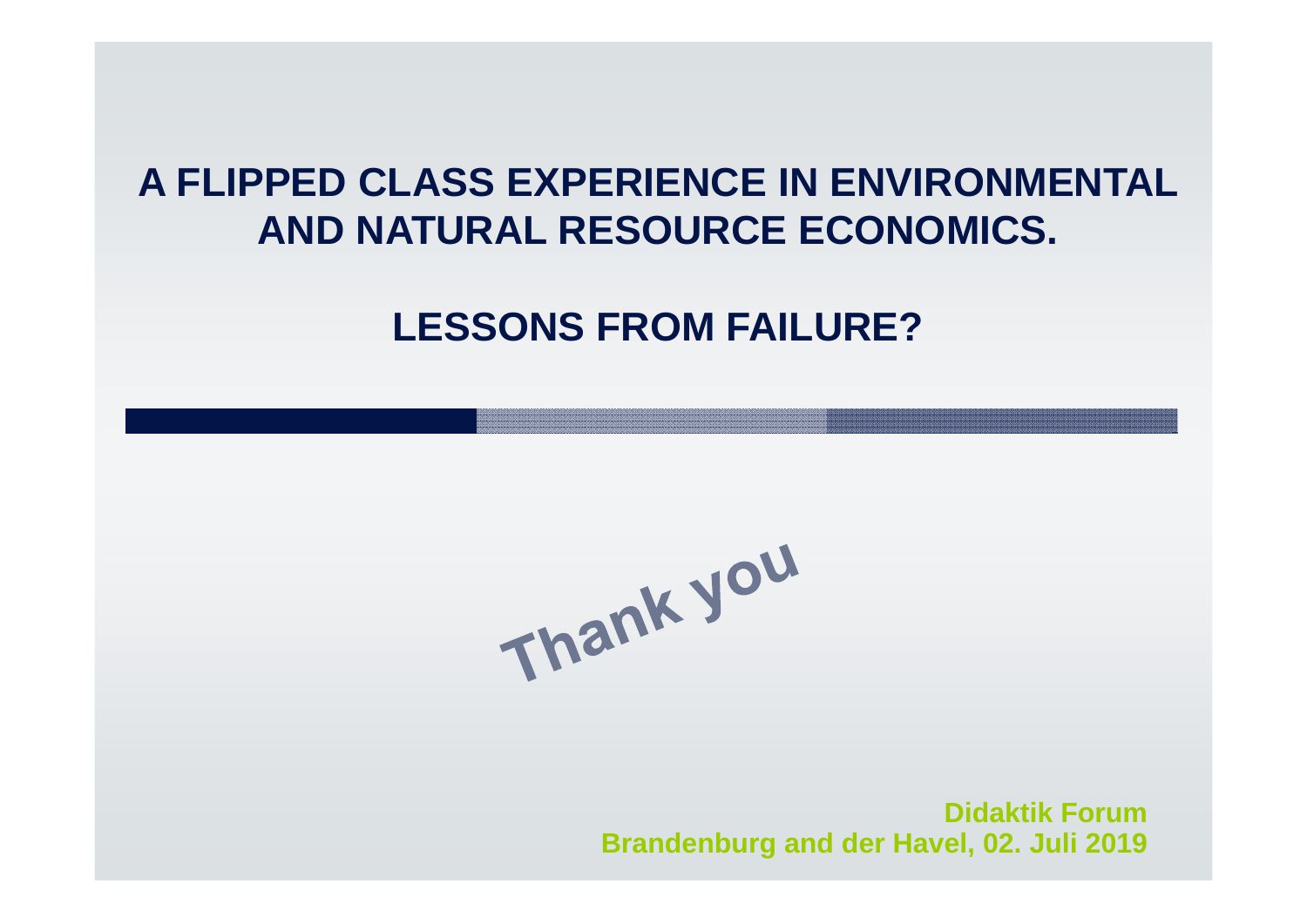# A FLIPPED CLASS EXPERIENCE IN ENVIRONMENTAL AND NATURAL RESOURCE ECONOMICS.

## LESSONS FROM FAILURE?

*Thank you*

**Didaktik Forum**
**Brandenburg and der Havel, 02. Juli 2019**